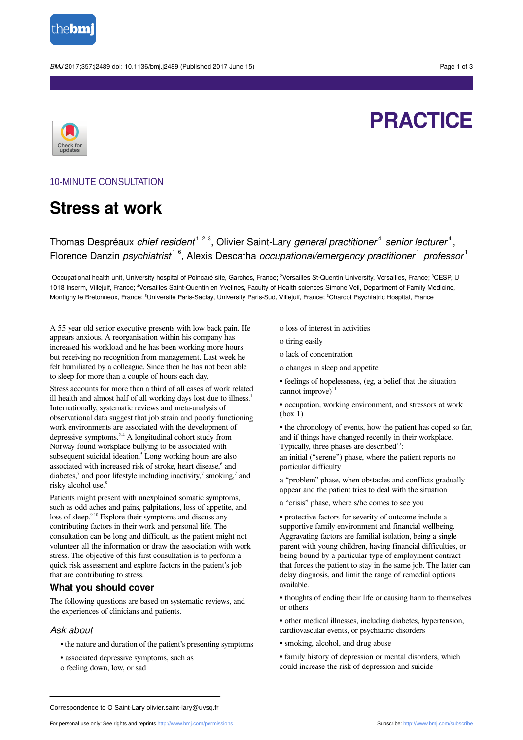# PRACTICE

## 10-MINUTE CONSULTATION

# Stress at work

Thomas Despréaux *chief resident*[1 2 3], Olivier Saint-Lary *general practitioner*[4] *senior lecturer*[4], Florence Danzin *psychiatrist*[1 6], Alexis Descatha *occupational/emergency practitioner*[1] *professor*[1]

[1]Occupational health unit, University hospital of Poincaré site, Garches, France; [2]Versailles St-Quentin University, Versailles, France; [3]CESP, U 1018 Inserm, Villejuif, France; [4]Versailles Saint-Quentin en Yvelines, Faculty of Health sciences Simone Veil, Department of Family Medicine, Montigny le Bretonneux, France; [5]Université Paris-Saclay, University Paris-Sud, Villejuif, France; [6]Charcot Psychiatric Hospital, France

A 55 year old senior executive presents with low back pain. He appears anxious. A reorganisation within his company has increased his workload and he has been working more hours but receiving no recognition from management. Last week he felt humiliated by a colleague. Since then he has not been able to sleep for more than a couple of hours each day.

Stress accounts for more than a third of all cases of work related ill health and almost half of all working days lost due to illness.[1] Internationally, systematic reviews and meta-analysis of observational data suggest that job strain and poorly functioning work environments are associated with the development of depressive symptoms.[2-4] A longitudinal cohort study from Norway found workplace bullying to be associated with subsequent suicidal ideation.[5] Long working hours are also associated with increased risk of stroke, heart disease,[6] and diabetes,[7] and poor lifestyle including inactivity,[7] smoking,[7] and risky alcohol use.[8]

Patients might present with unexplained somatic symptoms, such as odd aches and pains, palpitations, loss of appetite, and loss of sleep.[9 10] Explore their symptoms and discuss any contributing factors in their work and personal life. The consultation can be long and difficult, as the patient might not volunteer all the information or draw the association with work stress. The objective of this first consultation is to perform a quick risk assessment and explore factors in the patient's job that are contributing to stress.

## What you should cover

The following questions are based on systematic reviews, and the experiences of clinicians and patients.

### *Ask about*

• the nature and duration of the patient's presenting symptoms

• associated depressive symptoms, such as

o feeling down, low, or sad

o loss of interest in activities

o tiring easily

o lack of concentration

o changes in sleep and appetite

• feelings of hopelessness, (eg, a belief that the situation cannot improve)[11]

• occupation, working environment, and stressors at work (box 1)

• the chronology of events, how the patient has coped so far, and if things have changed recently in their workplace. Typically, three phases are described[13]:

an initial ("serene") phase, where the patient reports no particular difficulty

a "problem" phase, when obstacles and conflicts gradually appear and the patient tries to deal with the situation

a "crisis" phase, where s/he comes to see you

• protective factors for severity of outcome include a supportive family environment and financial wellbeing. Aggravating factors are familial isolation, being a single parent with young children, having financial difficulties, or being bound by a particular type of employment contract that forces the patient to stay in the same job. The latter can delay diagnosis, and limit the range of remedial options available.

• thoughts of ending their life or causing harm to themselves or others

• other medical illnesses, including diabetes, hypertension, cardiovascular events, or psychiatric disorders

• smoking, alcohol, and drug abuse

• family history of depression or mental disorders, which could increase the risk of depression and suicide

Correspondence to O Saint-Lary olivier.saint-lary@uvsq.fr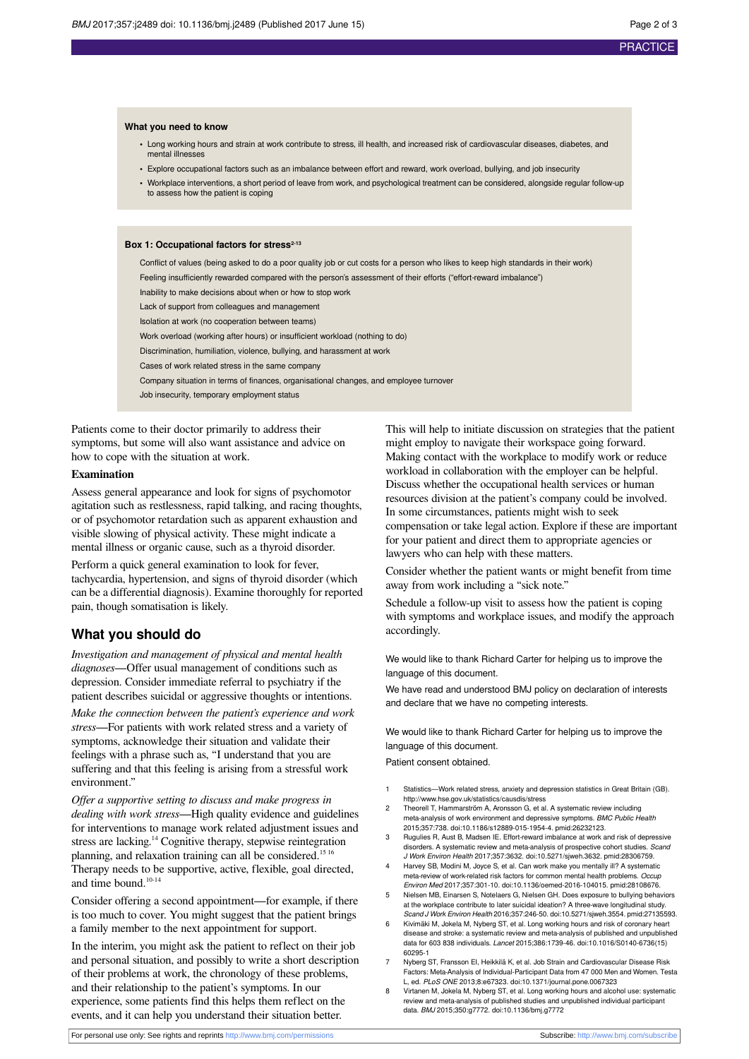**What you need to know**

- Long working hours and strain at work contribute to stress, ill health, and increased risk of cardiovascular diseases, diabetes, and mental illnesses
- Explore occupational factors such as an imbalance between effort and reward, work overload, bullying, and job insecurity
- Workplace interventions, a short period of leave from work, and psychological treatment can be considered, alongside regular follow-up to assess how the patient is coping

**Box 1: Occupational factors for stress[2-13]**

Conflict of values (being asked to do a poor quality job or cut costs for a person who likes to keep high standards in their work)

Feeling insufficiently rewarded compared with the person's assessment of their efforts ("effort-reward imbalance")

Inability to make decisions about when or how to stop work

Lack of support from colleagues and management

Isolation at work (no cooperation between teams)

Work overload (working after hours) or insufficient workload (nothing to do)

Discrimination, humiliation, violence, bullying, and harassment at work

Cases of work related stress in the same company

Company situation in terms of finances, organisational changes, and employee turnover

Job insecurity, temporary employment status

Patients come to their doctor primarily to address their symptoms, but some will also want assistance and advice on how to cope with the situation at work.

### Examination

Assess general appearance and look for signs of psychomotor agitation such as restlessness, rapid talking, and racing thoughts, or of psychomotor retardation such as apparent exhaustion and visible slowing of physical activity. These might indicate a mental illness or organic cause, such as a thyroid disorder.

Perform a quick general examination to look for fever, tachycardia, hypertension, and signs of thyroid disorder (which can be a differential diagnosis). Examine thoroughly for reported pain, though somatisation is likely.

## What you should do

*Investigation and management of physical and mental health diagnoses*—Offer usual management of conditions such as depression. Consider immediate referral to psychiatry if the patient describes suicidal or aggressive thoughts or intentions.

*Make the connection between the patient's experience and work stress*—For patients with work related stress and a variety of symptoms, acknowledge their situation and validate their feelings with a phrase such as, "I understand that you are suffering and that this feeling is arising from a stressful work environment."

*Offer a supportive setting to discuss and make progress in dealing with work stress*—High quality evidence and guidelines for interventions to manage work related adjustment issues and stress are lacking.[14] Cognitive therapy, stepwise reintegration planning, and relaxation training can all be considered.[15,16] Therapy needs to be supportive, active, flexible, goal directed, and time bound.[10-14]

Consider offering a second appointment—for example, if there is too much to cover. You might suggest that the patient brings a family member to the next appointment for support.

In the interim, you might ask the patient to reflect on their job and personal situation, and possibly to write a short description of their problems at work, the chronology of these problems, and their relationship to the patient's symptoms. In our experience, some patients find this helps them reflect on the events, and it can help you understand their situation better.

This will help to initiate discussion on strategies that the patient might employ to navigate their workspace going forward. Making contact with the workplace to modify work or reduce workload in collaboration with the employer can be helpful. Discuss whether the occupational health services or human resources division at the patient's company could be involved. In some circumstances, patients might wish to seek compensation or take legal action. Explore if these are important for your patient and direct them to appropriate agencies or lawyers who can help with these matters.

Consider whether the patient wants or might benefit from time away from work including a "sick note."

Schedule a follow-up visit to assess how the patient is coping with symptoms and workplace issues, and modify the approach accordingly.

We would like to thank Richard Carter for helping us to improve the language of this document.

We have read and understood BMJ policy on declaration of interests and declare that we have no competing interests.

We would like to thank Richard Carter for helping us to improve the language of this document.

Patient consent obtained.

1. Statistics—Work related stress, anxiety and depression statistics in Great Britain (GB). http://www.hse.gov.uk/statistics/causdis/stress
2. Theorell T, Hammarström A, Aronsson G, et al. A systematic review including meta-analysis of work environment and depressive symptoms. *BMC Public Health* 2015;357:738. doi:10.1186/s12889-015-1954-4. pmid:26232123.
3. Rugulies R, Aust B, Madsen IE. Effort-reward imbalance at work and risk of depressive disorders. A systematic review and meta-analysis of prospective cohort studies. *Scand J Work Environ Health* 2017;357:3632. doi:10.5271/sjweh.3632. pmid:28306759.
4. Harvey SB, Modini M, Joyce S, et al. Can work make you mentally ill? A systematic meta-review of work-related risk factors for common mental health problems. *Occup Environ Med* 2017;357:301-10. doi:10.1136/oemed-2016-104015. pmid:28108676.
5. Nielsen MB, Einarsen S, Notelaers G, Nielsen GH. Does exposure to bullying behaviors at the workplace contribute to later suicidal ideation? A three-wave longitudinal study. *Scand J Work Environ Health* 2016;357:246-50. doi:10.5271/sjweh.3554. pmid:27135593.
6. Kivimäki M, Jokela M, Nyberg ST, et al. Long working hours and risk of coronary heart disease and stroke: a systematic review and meta-analysis of published and unpublished data for 603 838 individuals. *Lancet* 2015;386:1739-46. doi:10.1016/S0140-6736(15)60295-1
7. Nyberg ST, Fransson EI, Heikkilä K, et al. Job Strain and Cardiovascular Disease Risk Factors: Meta-Analysis of Individual-Participant Data from 47 000 Men and Women. Testa L, ed. *PLoS ONE* 2013;8:e67323. doi:10.1371/journal.pone.0067323
8. Virtanen M, Jokela M, Nyberg ST, et al. Long working hours and alcohol use: systematic review and meta-analysis of published studies and unpublished individual participant data. *BMJ* 2015;350:g7772. doi:10.1136/bmj.g7772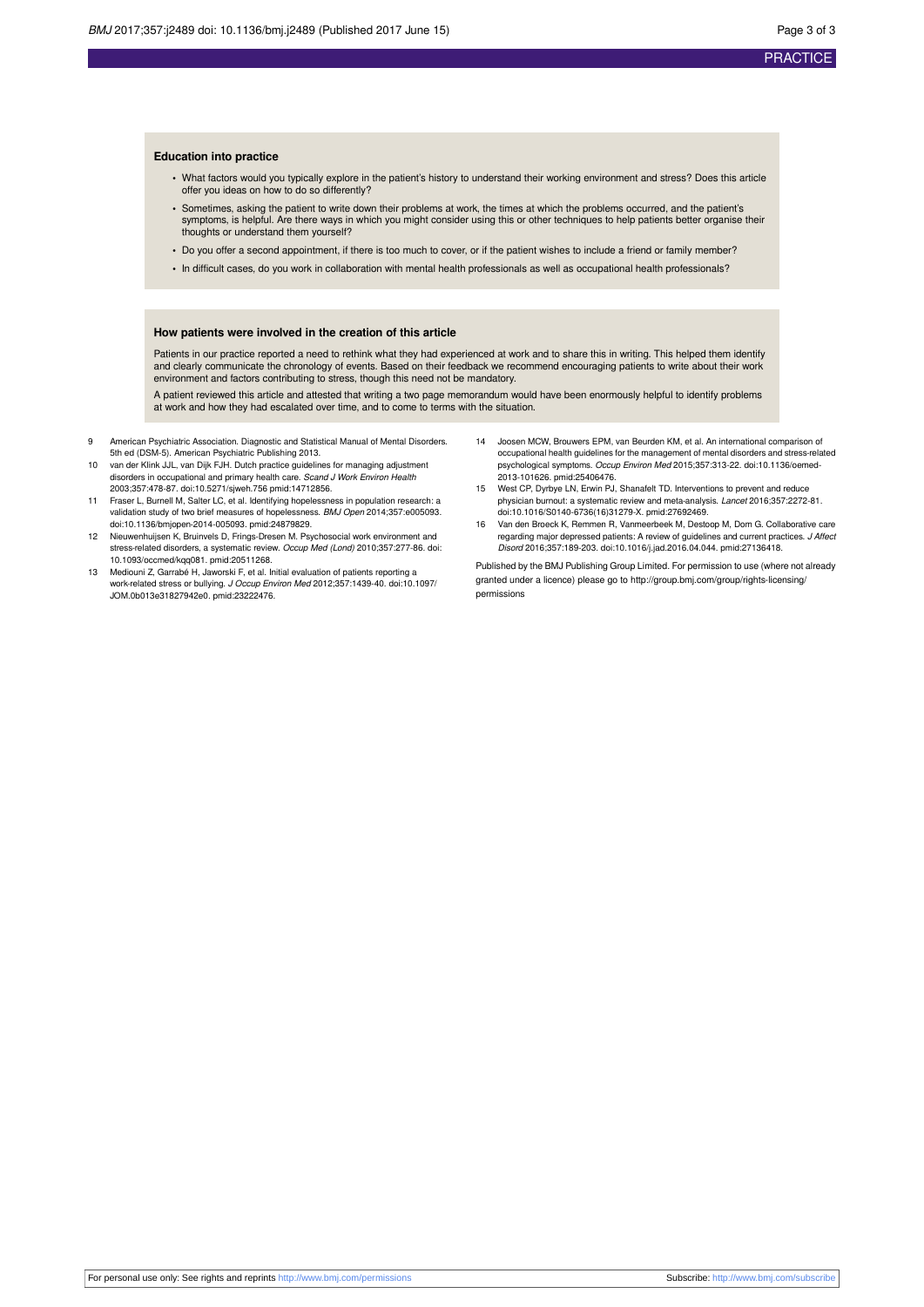### Education into practice

- What factors would you typically explore in the patient's history to understand their working environment and stress? Does this article offer you ideas on how to do so differently?
- Sometimes, asking the patient to write down their problems at work, the times at which the problems occurred, and the patient's symptoms, is helpful. Are there ways in which you might consider using this or other techniques to help patients better organise their thoughts or understand them yourself?
- Do you offer a second appointment, if there is too much to cover, or if the patient wishes to include a friend or family member?
- In difficult cases, do you work in collaboration with mental health professionals as well as occupational health professionals?

### How patients were involved in the creation of this article

Patients in our practice reported a need to rethink what they had experienced at work and to share this in writing. This helped them identify and clearly communicate the chronology of events. Based on their feedback we recommend encouraging patients to write about their work environment and factors contributing to stress, though this need not be mandatory.

A patient reviewed this article and attested that writing a two page memorandum would have been enormously helpful to identify problems at work and how they had escalated over time, and to come to terms with the situation.

9. American Psychiatric Association. Diagnostic and Statistical Manual of Mental Disorders. 5th ed (DSM-5). American Psychiatric Publishing 2013.
10. van der Klink JJL, van Dijk FJH. Dutch practice guidelines for managing adjustment disorders in occupational and primary health care. *Scand J Work Environ Health* 2003;357:478-87. doi:10.5271/sjweh.756 pmid:14712856.
11. Fraser L, Burnell M, Salter LC, et al. Identifying hopelessness in population research: a validation study of two brief measures of hopelessness. *BMJ Open* 2014;357:e005093. doi:10.1136/bmjopen-2014-005093. pmid:24879829.
12. Nieuwenhuijsen K, Bruinvels D, Frings-Dresen M. Psychosocial work environment and stress-related disorders, a systematic review. *Occup Med (Lond)* 2010;357:277-86. doi: 10.1093/occmed/kqq081. pmid:20511268.
13. Mediouni Z, Garrabé H, Jaworski F, et al. Initial evaluation of patients reporting a work-related stress or bullying. *J Occup Environ Med* 2012;357:1439-40. doi:10.1097/JOM.0b013e31827942e0. pmid:23222476.
14. Joosen MCW, Brouwers EPM, van Beurden KM, et al. An international comparison of occupational health guidelines for the management of mental disorders and stress-related psychological symptoms. *Occup Environ Med* 2015;357:313-22. doi:10.1136/oemed-2013-101626. pmid:25406476.
15. West CP, Dyrbye LN, Erwin PJ, Shanafelt TD. Interventions to prevent and reduce physician burnout: a systematic review and meta-analysis. *Lancet* 2016;357:2272-81. doi:10.1016/S0140-6736(16)31279-X. pmid:27692469.
16. Van den Broeck K, Remmen R, Vanmeerbeek M, Destoop M, Dom G. Collaborative care regarding major depressed patients: A review of guidelines and current practices. *J Affect Disord* 2016;357:189-203. doi:10.1016/j.jad.2016.04.044. pmid:27136418.

Published by the BMJ Publishing Group Limited. For permission to use (where not already granted under a licence) please go to http://group.bmj.com/group/rights-licensing/permissions